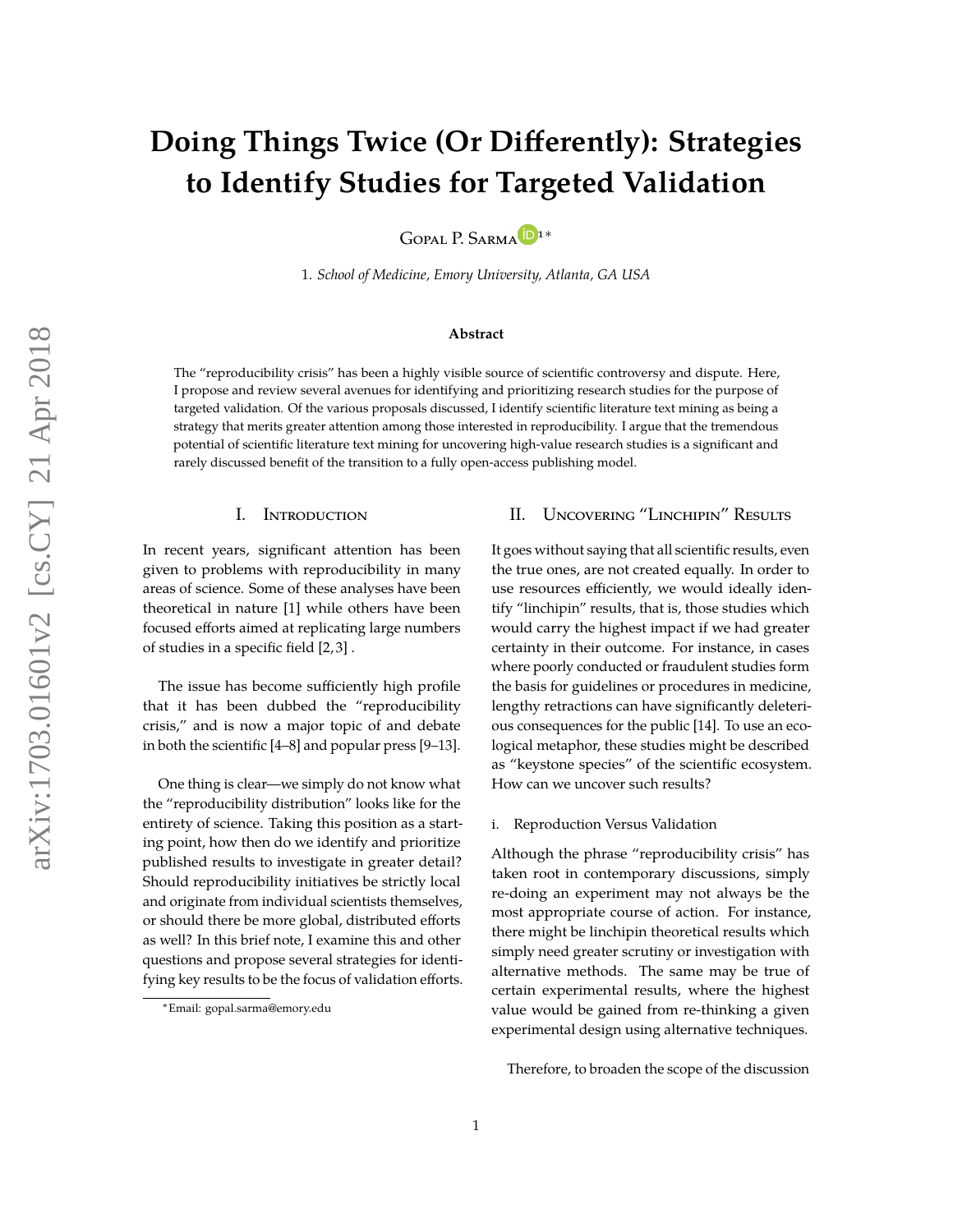# Doing Things Twice (Or Differently): Strategies to Identify Studies for Targeted Validation

Gopal P. Sarma[1*]

1. *School of Medicine, Emory University, Atlanta, GA USA*

### Abstract

The "reproducibility crisis" has been a highly visible source of scientific controversy and dispute. Here, I propose and review several avenues for identifying and prioritizing research studies for the purpose of targeted validation. Of the various proposals discussed, I identify scientific literature text mining as being a strategy that merits greater attention among those interested in reproducibility. I argue that the tremendous potential of scientific literature text mining for uncovering high-value research studies is a significant and rarely discussed benefit of the transition to a fully open-access publishing model.

## I. Introduction

In recent years, significant attention has been given to problems with reproducibility in many areas of science. Some of these analyses have been theoretical in nature [1] while others have been focused efforts aimed at replicating large numbers of studies in a specific field [2,3] .

The issue has become sufficiently high profile that it has been dubbed the "reproducibility crisis," and is now a major topic of and debate in both the scientific [4–8] and popular press [9–13].

One thing is clear—we simply do not know what the "reproducibility distribution" looks like for the entirety of science. Taking this position as a starting point, how then do we identify and prioritize published results to investigate in greater detail? Should reproducibility initiatives be strictly local and originate from individual scientists themselves, or should there be more global, distributed efforts as well? In this brief note, I examine this and other questions and propose several strategies for identifying key results to be the focus of validation efforts.

[*] Email: gopal.sarma@emory.edu

## II. Uncovering "Linchipin" Results

It goes without saying that all scientific results, even the true ones, are not created equally. In order to use resources efficiently, we would ideally identify "linchipin" results, that is, those studies which would carry the highest impact if we had greater certainty in their outcome. For instance, in cases where poorly conducted or fraudulent studies form the basis for guidelines or procedures in medicine, lengthy retractions can have significantly deleterious consequences for the public [14]. To use an ecological metaphor, these studies might be described as "keystone species" of the scientific ecosystem. How can we uncover such results?

### i. Reproduction Versus Validation

Although the phrase "reproducibility crisis" has taken root in contemporary discussions, simply re-doing an experiment may not always be the most appropriate course of action. For instance, there might be linchipin theoretical results which simply need greater scrutiny or investigation with alternative methods. The same may be true of certain experimental results, where the highest value would be gained from re-thinking a given experimental design using alternative techniques.

Therefore, to broaden the scope of the discussion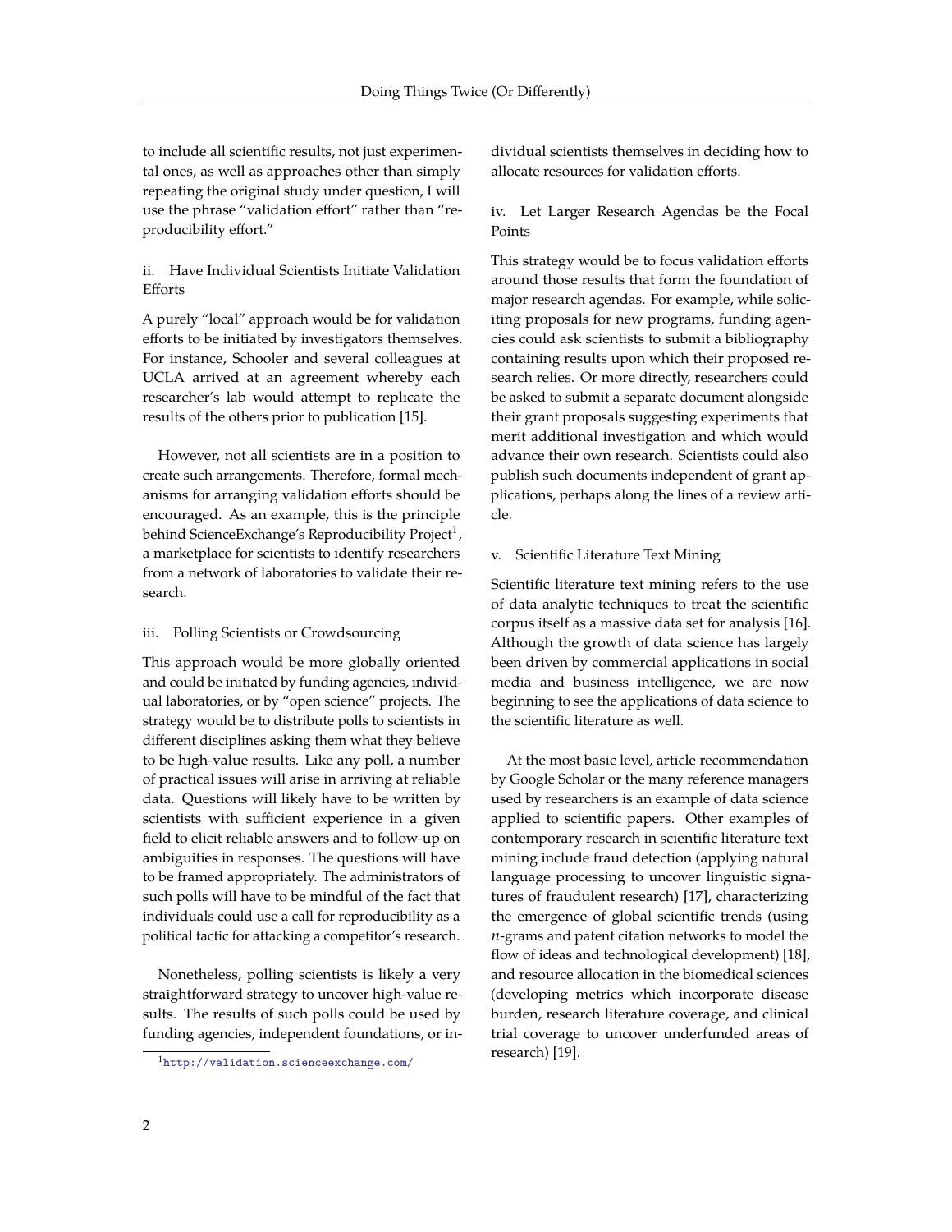to include all scientific results, not just experimental ones, as well as approaches other than simply repeating the original study under question, I will use the phrase "validation effort" rather than "reproducibility effort."

### ii. Have Individual Scientists Initiate Validation Efforts

A purely "local" approach would be for validation efforts to be initiated by investigators themselves. For instance, Schooler and several colleagues at UCLA arrived at an agreement whereby each researcher's lab would attempt to replicate the results of the others prior to publication [15].

However, not all scientists are in a position to create such arrangements. Therefore, formal mechanisms for arranging validation efforts should be encouraged. As an example, this is the principle behind ScienceExchange's Reproducibility Project[1], a marketplace for scientists to identify researchers from a network of laboratories to validate their research.

### iii. Polling Scientists or Crowdsourcing

This approach would be more globally oriented and could be initiated by funding agencies, individual laboratories, or by "open science" projects. The strategy would be to distribute polls to scientists in different disciplines asking them what they believe to be high-value results. Like any poll, a number of practical issues will arise in arriving at reliable data. Questions will likely have to be written by scientists with sufficient experience in a given field to elicit reliable answers and to follow-up on ambiguities in responses. The questions will have to be framed appropriately. The administrators of such polls will have to be mindful of the fact that individuals could use a call for reproducibility as a political tactic for attacking a competitor's research.

Nonetheless, polling scientists is likely a very straightforward strategy to uncover high-value results. The results of such polls could be used by funding agencies, independent foundations, or individual scientists themselves in deciding how to allocate resources for validation efforts.

### iv. Let Larger Research Agendas be the Focal Points

This strategy would be to focus validation efforts around those results that form the foundation of major research agendas. For example, while soliciting proposals for new programs, funding agencies could ask scientists to submit a bibliography containing results upon which their proposed research relies. Or more directly, researchers could be asked to submit a separate document alongside their grant proposals suggesting experiments that merit additional investigation and which would advance their own research. Scientists could also publish such documents independent of grant applications, perhaps along the lines of a review article.

### v. Scientific Literature Text Mining

Scientific literature text mining refers to the use of data analytic techniques to treat the scientific corpus itself as a massive data set for analysis [16]. Although the growth of data science has largely been driven by commercial applications in social media and business intelligence, we are now beginning to see the applications of data science to the scientific literature as well.

At the most basic level, article recommendation by Google Scholar or the many reference managers used by researchers is an example of data science applied to scientific papers. Other examples of contemporary research in scientific literature text mining include fraud detection (applying natural language processing to uncover linguistic signatures of fraudulent research) [17], characterizing the emergence of global scientific trends (using *n*-grams and patent citation networks to model the flow of ideas and technological development) [18], and resource allocation in the biomedical sciences (developing metrics which incorporate disease burden, research literature coverage, and clinical trial coverage to uncover underfunded areas of research) [19].

[1] http://validation.scienceexchange.com/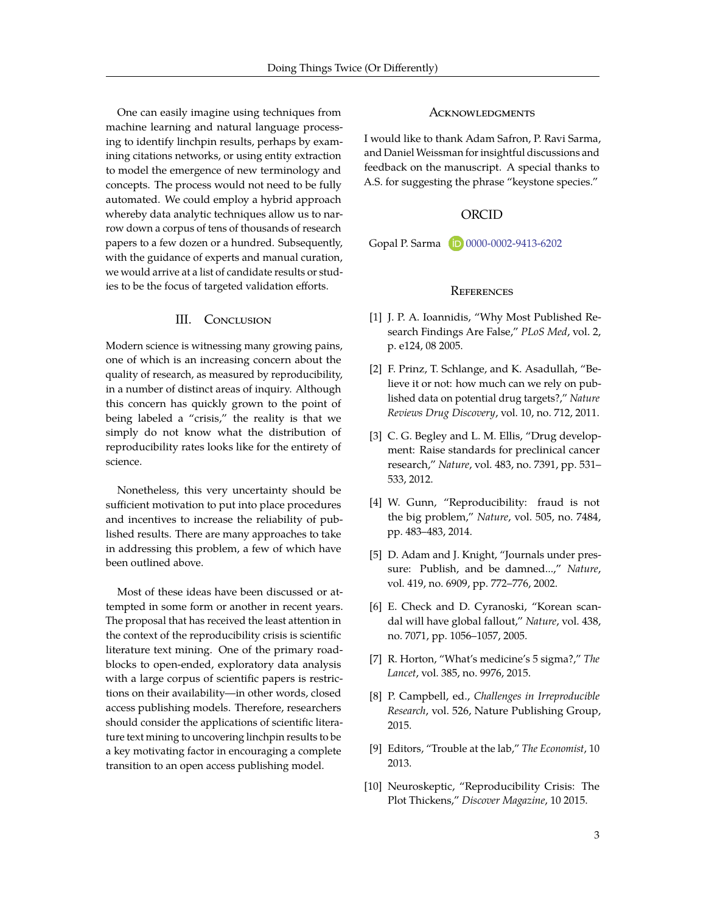One can easily imagine using techniques from machine learning and natural language processing to identify linchpin results, perhaps by examining citations networks, or using entity extraction to model the emergence of new terminology and concepts. The process would not need to be fully automated. We could employ a hybrid approach whereby data analytic techniques allow us to narrow down a corpus of tens of thousands of research papers to a few dozen or a hundred. Subsequently, with the guidance of experts and manual curation, we would arrive at a list of candidate results or studies to be the focus of targeted validation efforts.

## III. Conclusion

Modern science is witnessing many growing pains, one of which is an increasing concern about the quality of research, as measured by reproducibility, in a number of distinct areas of inquiry. Although this concern has quickly grown to the point of being labeled a "crisis," the reality is that we simply do not know what the distribution of reproducibility rates looks like for the entirety of science.

Nonetheless, this very uncertainty should be sufficient motivation to put into place procedures and incentives to increase the reliability of published results. There are many approaches to take in addressing this problem, a few of which have been outlined above.

Most of these ideas have been discussed or attempted in some form or another in recent years. The proposal that has received the least attention in the context of the reproducibility crisis is scientific literature text mining. One of the primary roadblocks to open-ended, exploratory data analysis with a large corpus of scientific papers is restrictions on their availability—in other words, closed access publishing models. Therefore, researchers should consider the applications of scientific literature text mining to uncovering linchpin results to be a key motivating factor in encouraging a complete transition to an open access publishing model.

## Acknowledgments

I would like to thank Adam Safron, P. Ravi Sarma, and Daniel Weissman for insightful discussions and feedback on the manuscript. A special thanks to A.S. for suggesting the phrase "keystone species."

## ORCID

Gopal P. Sarma 0000-0002-9413-6202

## References

[1] J. P. A. Ioannidis, "Why Most Published Research Findings Are False," *PLoS Med*, vol. 2, p. e124, 08 2005.

[2] F. Prinz, T. Schlange, and K. Asadullah, "Believe it or not: how much can we rely on published data on potential drug targets?," *Nature Reviews Drug Discovery*, vol. 10, no. 712, 2011.

[3] C. G. Begley and L. M. Ellis, "Drug development: Raise standards for preclinical cancer research," *Nature*, vol. 483, no. 7391, pp. 531–533, 2012.

[4] W. Gunn, "Reproducibility: fraud is not the big problem," *Nature*, vol. 505, no. 7484, pp. 483–483, 2014.

[5] D. Adam and J. Knight, "Journals under pressure: Publish, and be damned...," *Nature*, vol. 419, no. 6909, pp. 772–776, 2002.

[6] E. Check and D. Cyranoski, "Korean scandal will have global fallout," *Nature*, vol. 438, no. 7071, pp. 1056–1057, 2005.

[7] R. Horton, "What's medicine's 5 sigma?," *The Lancet*, vol. 385, no. 9976, 2015.

[8] P. Campbell, ed., *Challenges in Irreproducible Research*, vol. 526, Nature Publishing Group, 2015.

[9] Editors, "Trouble at the lab," *The Economist*, 10 2013.

[10] Neuroskeptic, "Reproducibility Crisis: The Plot Thickens," *Discover Magazine*, 10 2015.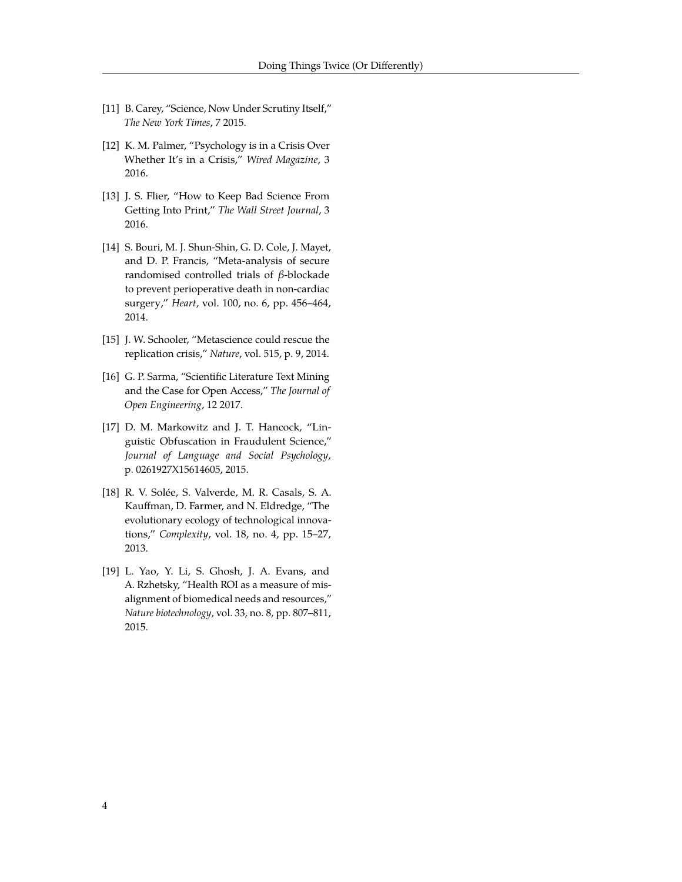[11] B. Carey, "Science, Now Under Scrutiny Itself," *The New York Times*, 7 2015.

[12] K. M. Palmer, "Psychology is in a Crisis Over Whether It's in a Crisis," *Wired Magazine*, 3 2016.

[13] J. S. Flier, "How to Keep Bad Science From Getting Into Print," *The Wall Street Journal*, 3 2016.

[14] S. Bouri, M. J. Shun-Shin, G. D. Cole, J. Mayet, and D. P. Francis, "Meta-analysis of secure randomised controlled trials of $\beta$-blockade to prevent perioperative death in non-cardiac surgery," *Heart*, vol. 100, no. 6, pp. 456–464, 2014.

[15] J. W. Schooler, "Metascience could rescue the replication crisis," *Nature*, vol. 515, p. 9, 2014.

[16] G. P. Sarma, "Scientific Literature Text Mining and the Case for Open Access," *The Journal of Open Engineering*, 12 2017.

[17] D. M. Markowitz and J. T. Hancock, "Linguistic Obfuscation in Fraudulent Science," *Journal of Language and Social Psychology*, p. 0261927X15614605, 2015.

[18] R. V. Solée, S. Valverde, M. R. Casals, S. A. Kauffman, D. Farmer, and N. Eldredge, "The evolutionary ecology of technological innovations," *Complexity*, vol. 18, no. 4, pp. 15–27, 2013.

[19] L. Yao, Y. Li, S. Ghosh, J. A. Evans, and A. Rzhetsky, "Health ROI as a measure of misalignment of biomedical needs and resources," *Nature biotechnology*, vol. 33, no. 8, pp. 807–811, 2015.